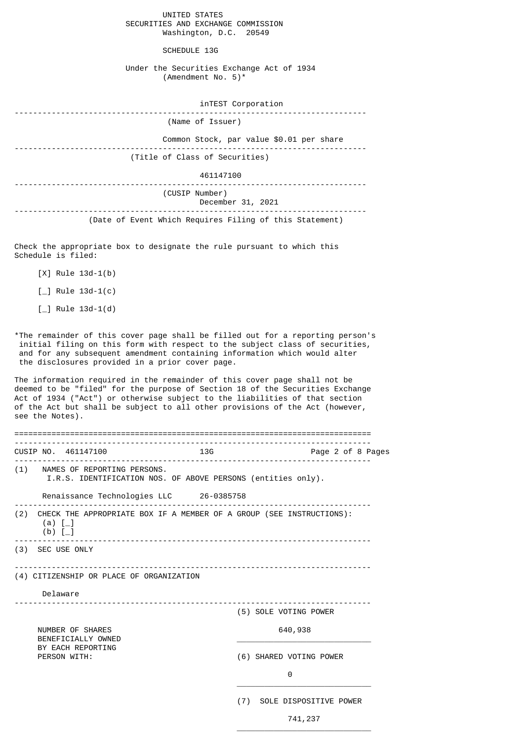UNITED STATES
SECURITIES AND EXCHANGE COMMISSION
Washington, D.C. 20549

# SCHEDULE 13G

Under the Securities Exchange Act of 1934
(Amendment No. 5)*

inTEST Corporation

(Name of Issuer)

Common Stock, par value $0.01 per share

(Title of Class of Securities)

461147100

(CUSIP Number)

December 31, 2021

(Date of Event Which Requires Filing of this Statement)

Check the appropriate box to designate the rule pursuant to which this Schedule is filed:

[X] Rule 13d-1(b)

[_] Rule 13d-1(c)

[_] Rule 13d-1(d)

*The remainder of this cover page shall be filled out for a reporting person's initial filing on this form with respect to the subject class of securities, and for any subsequent amendment containing information which would alter the disclosures provided in a prior cover page.

The information required in the remainder of this cover page shall not be deemed to be "filed" for the purpose of Section 18 of the Securities Exchange Act of 1934 ("Act") or otherwise subject to the liabilities of that section of the Act but shall be subject to all other provisions of the Act (however, see the Notes).

---

CUSIP NO. 461147100 13G

(1) NAMES OF REPORTING PERSONS.
I.R.S. IDENTIFICATION NOS. OF ABOVE PERSONS (entities only).

Renaissance Technologies LLC 26-0385758

(2) CHECK THE APPROPRIATE BOX IF A MEMBER OF A GROUP (SEE INSTRUCTIONS):
(a) [_]
(b) [_]

(3) SEC USE ONLY

(4) CITIZENSHIP OR PLACE OF ORGANIZATION

Delaware

| NUMBER OF SHARES BENEFICIALLY OWNED BY EACH REPORTING PERSON WITH: | |
|---|---|
| | (5) SOLE VOTING POWER<br>640,938 |
| | (6) SHARED VOTING POWER<br>0 |
| | (7) SOLE DISPOSITIVE POWER<br>741,237 |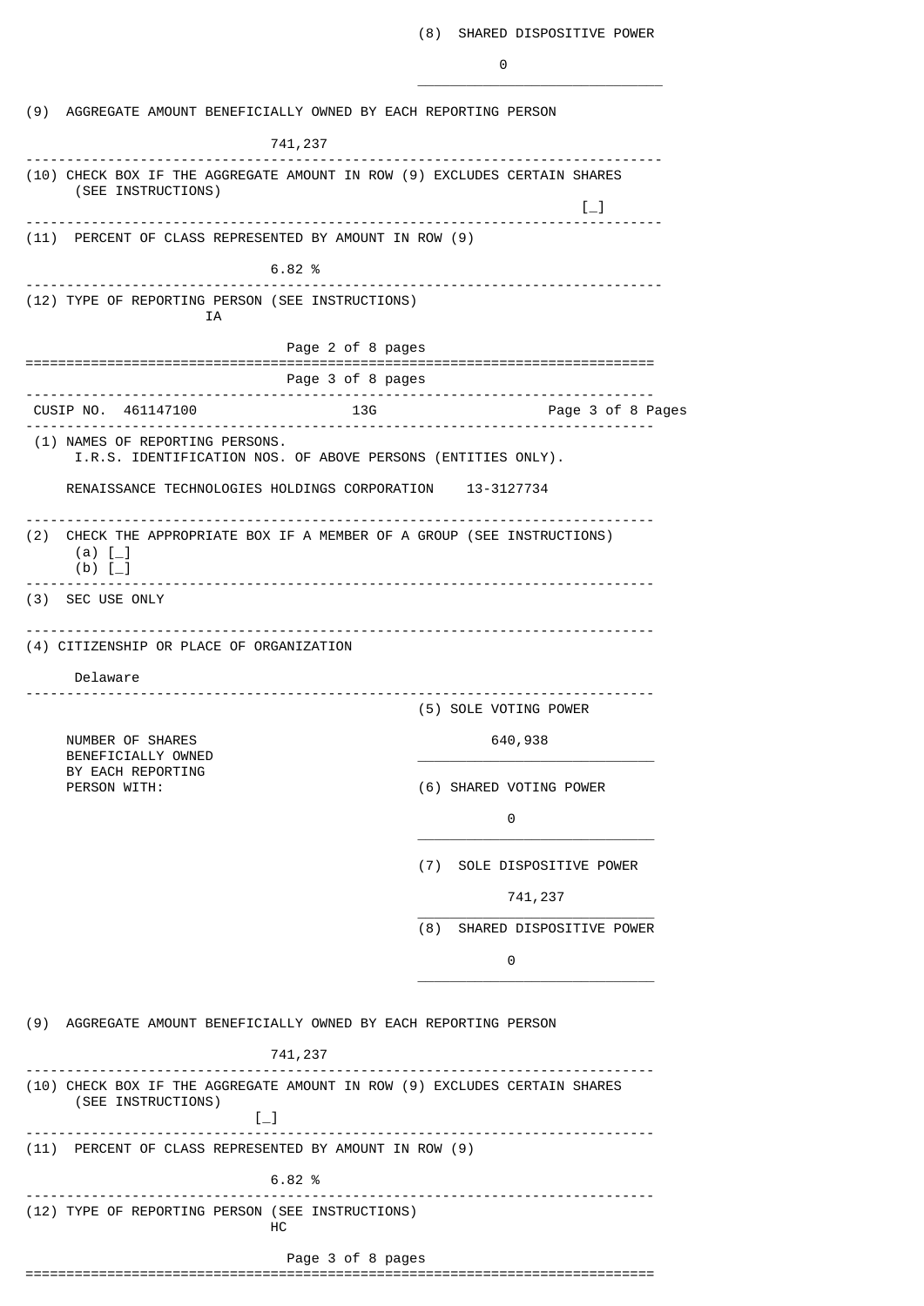(8) SHARED DISPOSITIVE POWER

0

(9) AGGREGATE AMOUNT BENEFICIALLY OWNED BY EACH REPORTING PERSON

741,237

(10) CHECK BOX IF THE AGGREGATE AMOUNT IN ROW (9) EXCLUDES CERTAIN SHARES (SEE INSTRUCTIONS)

[_]

(11) PERCENT OF CLASS REPRESENTED BY AMOUNT IN ROW (9)

6.82 %

(12) TYPE OF REPORTING PERSON (SEE INSTRUCTIONS)

IA

---

CUSIP NO. 461147100 13G

(1) NAMES OF REPORTING PERSONS.
I.R.S. IDENTIFICATION NOS. OF ABOVE PERSONS (ENTITIES ONLY).

RENAISSANCE TECHNOLOGIES HOLDINGS CORPORATION 13-3127734

(2) CHECK THE APPROPRIATE BOX IF A MEMBER OF A GROUP (SEE INSTRUCTIONS)
(a) [_]
(b) [_]

(3) SEC USE ONLY

(4) CITIZENSHIP OR PLACE OF ORGANIZATION

Delaware

| NUMBER OF SHARES BENEFICIALLY OWNED BY EACH REPORTING PERSON WITH: | |
|---|---|
| | (5) SOLE VOTING POWER<br>640,938 |
| | (6) SHARED VOTING POWER<br>0 |
| | (7) SOLE DISPOSITIVE POWER<br>741,237 |
| | (8) SHARED DISPOSITIVE POWER<br>0 |

(9) AGGREGATE AMOUNT BENEFICIALLY OWNED BY EACH REPORTING PERSON

741,237

(10) CHECK BOX IF THE AGGREGATE AMOUNT IN ROW (9) EXCLUDES CERTAIN SHARES (SEE INSTRUCTIONS)

[_]

(11) PERCENT OF CLASS REPRESENTED BY AMOUNT IN ROW (9)

6.82 %

(12) TYPE OF REPORTING PERSON (SEE INSTRUCTIONS)

HC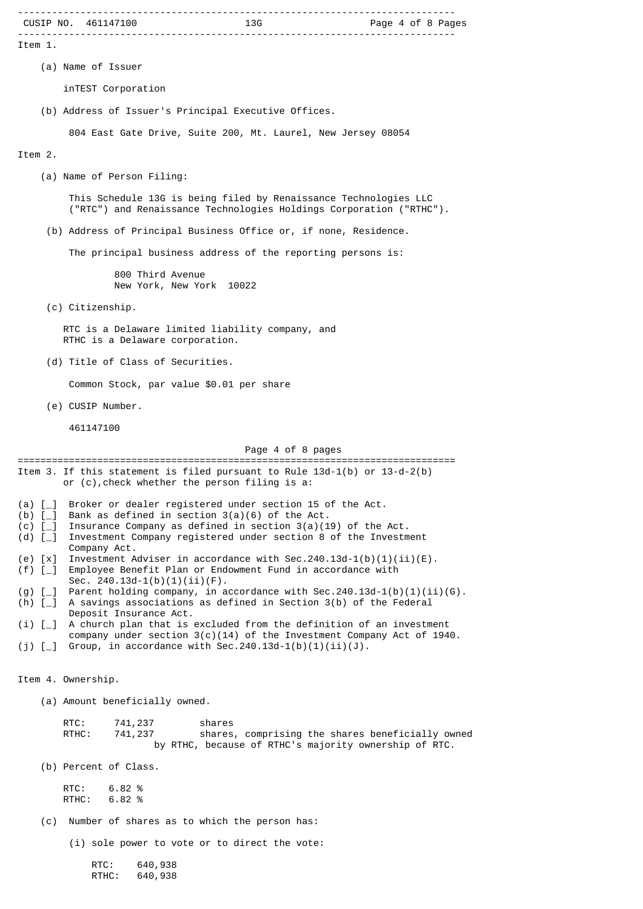Item 1.

(a) Name of Issuer

inTEST Corporation

(b) Address of Issuer's Principal Executive Offices.

804 East Gate Drive, Suite 200, Mt. Laurel, New Jersey 08054

Item 2.

(a) Name of Person Filing:

This Schedule 13G is being filed by Renaissance Technologies LLC ("RTC") and Renaissance Technologies Holdings Corporation ("RTHC").

(b) Address of Principal Business Office or, if none, Residence.

The principal business address of the reporting persons is:

800 Third Avenue
New York, New York 10022

(c) Citizenship.

RTC is a Delaware limited liability company, and
RTHC is a Delaware corporation.

(d) Title of Class of Securities.

Common Stock, par value $0.01 per share

(e) CUSIP Number.

461147100

Item 3. If this statement is filed pursuant to Rule 13d-1(b) or 13-d-2(b) or (c),check whether the person filing is a:

(a) [_] Broker or dealer registered under section 15 of the Act.
(b) [_] Bank as defined in section 3(a)(6) of the Act.
(c) [_] Insurance Company as defined in section 3(a)(19) of the Act.
(d) [_] Investment Company registered under section 8 of the Investment Company Act.
(e) [x] Investment Adviser in accordance with Sec.240.13d-1(b)(1)(ii)(E).
(f) [_] Employee Benefit Plan or Endowment Fund in accordance with Sec. 240.13d-1(b)(1)(ii)(F).
(g) [_] Parent holding company, in accordance with Sec.240.13d-1(b)(1)(ii)(G).
(h) [_] A savings associations as defined in Section 3(b) of the Federal Deposit Insurance Act.
(i) [_] A church plan that is excluded from the definition of an investment company under section 3(c)(14) of the Investment Company Act of 1940.
(j) [_] Group, in accordance with Sec.240.13d-1(b)(1)(ii)(J).

Item 4. Ownership.

(a) Amount beneficially owned.

RTC: 741,237 shares
RTHC: 741,237 shares, comprising the shares beneficially owned by RTHC, because of RTHC's majority ownership of RTC.

(b) Percent of Class.

RTC: 6.82 %
RTHC: 6.82 %

(c) Number of shares as to which the person has:

(i) sole power to vote or to direct the vote:

RTC: 640,938
RTHC: 640,938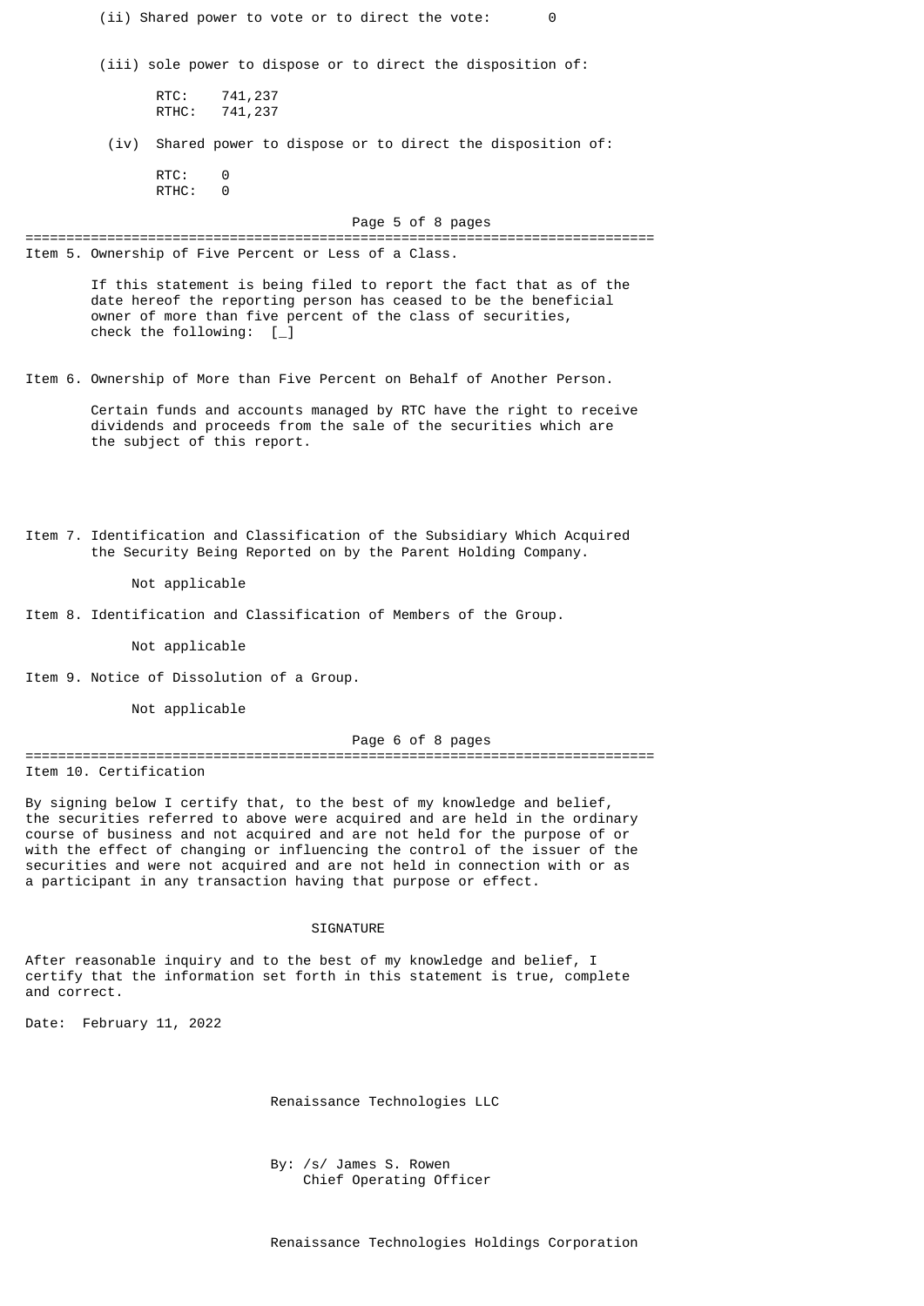(ii) Shared power to vote or to direct the vote: 0

(iii) sole power to dispose or to direct the disposition of:

RTC: 741,237
RTHC: 741,237

(iv) Shared power to dispose or to direct the disposition of:

RTC: 0
RTHC: 0

Item 5. Ownership of Five Percent or Less of a Class.

If this statement is being filed to report the fact that as of the date hereof the reporting person has ceased to be the beneficial owner of more than five percent of the class of securities, check the following: [_]

Item 6. Ownership of More than Five Percent on Behalf of Another Person.

Certain funds and accounts managed by RTC have the right to receive dividends and proceeds from the sale of the securities which are the subject of this report.

Item 7. Identification and Classification of the Subsidiary Which Acquired the Security Being Reported on by the Parent Holding Company.

Not applicable

Item 8. Identification and Classification of Members of the Group.

Not applicable

Item 9. Notice of Dissolution of a Group.

Not applicable

Item 10. Certification

By signing below I certify that, to the best of my knowledge and belief, the securities referred to above were acquired and are held in the ordinary course of business and not acquired and are not held for the purpose of or with the effect of changing or influencing the control of the issuer of the securities and were not acquired and are not held in connection with or as a participant in any transaction having that purpose or effect.

SIGNATURE

After reasonable inquiry and to the best of my knowledge and belief, I certify that the information set forth in this statement is true, complete and correct.

Date: February 11, 2022

Renaissance Technologies LLC

By: /s/ James S. Rowen
Chief Operating Officer

Renaissance Technologies Holdings Corporation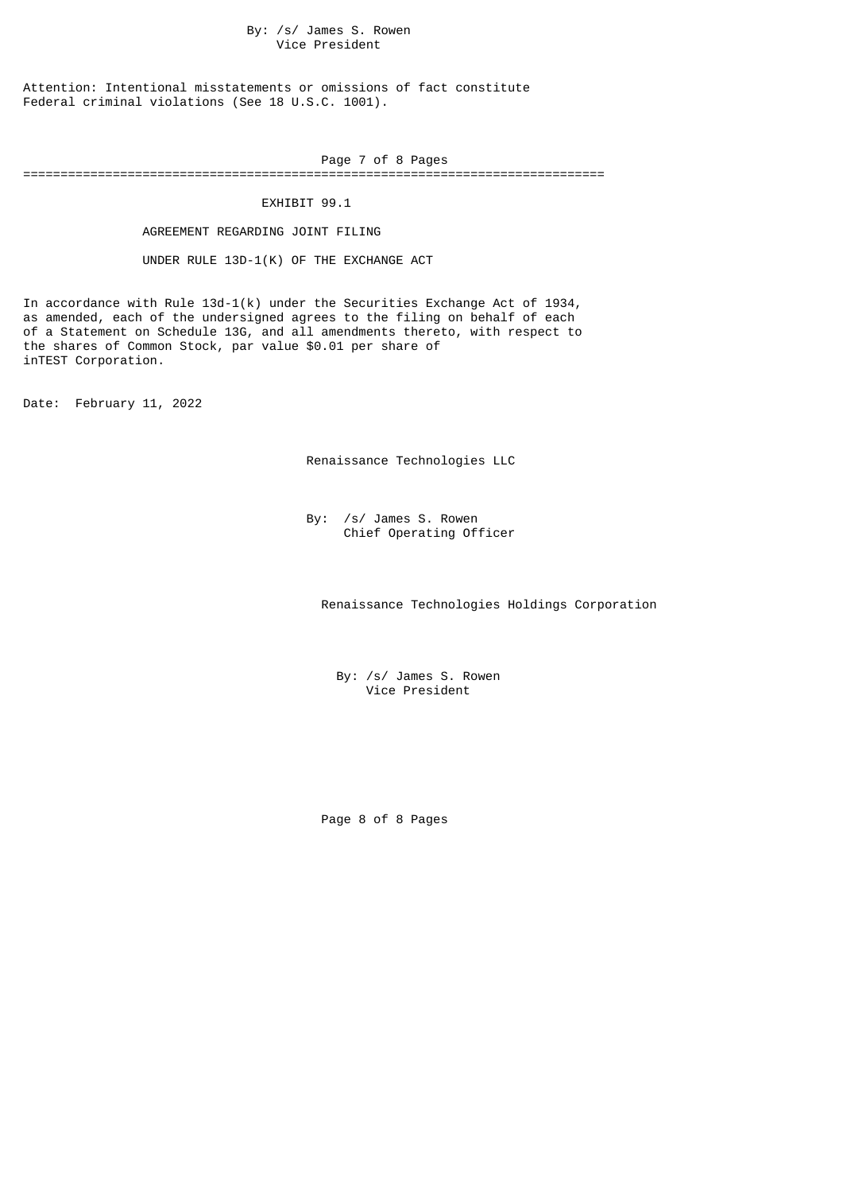By: /s/ James S. Rowen
Vice President

Attention: Intentional misstatements or omissions of fact constitute Federal criminal violations (See 18 U.S.C. 1001).

---

EXHIBIT 99.1

AGREEMENT REGARDING JOINT FILING

UNDER RULE 13D-1(K) OF THE EXCHANGE ACT

In accordance with Rule 13d-1(k) under the Securities Exchange Act of 1934, as amended, each of the undersigned agrees to the filing on behalf of each of a Statement on Schedule 13G, and all amendments thereto, with respect to the shares of Common Stock, par value $0.01 per share of inTEST Corporation.

Date: February 11, 2022

Renaissance Technologies LLC

By: /s/ James S. Rowen
Chief Operating Officer

Renaissance Technologies Holdings Corporation

By: /s/ James S. Rowen
Vice President